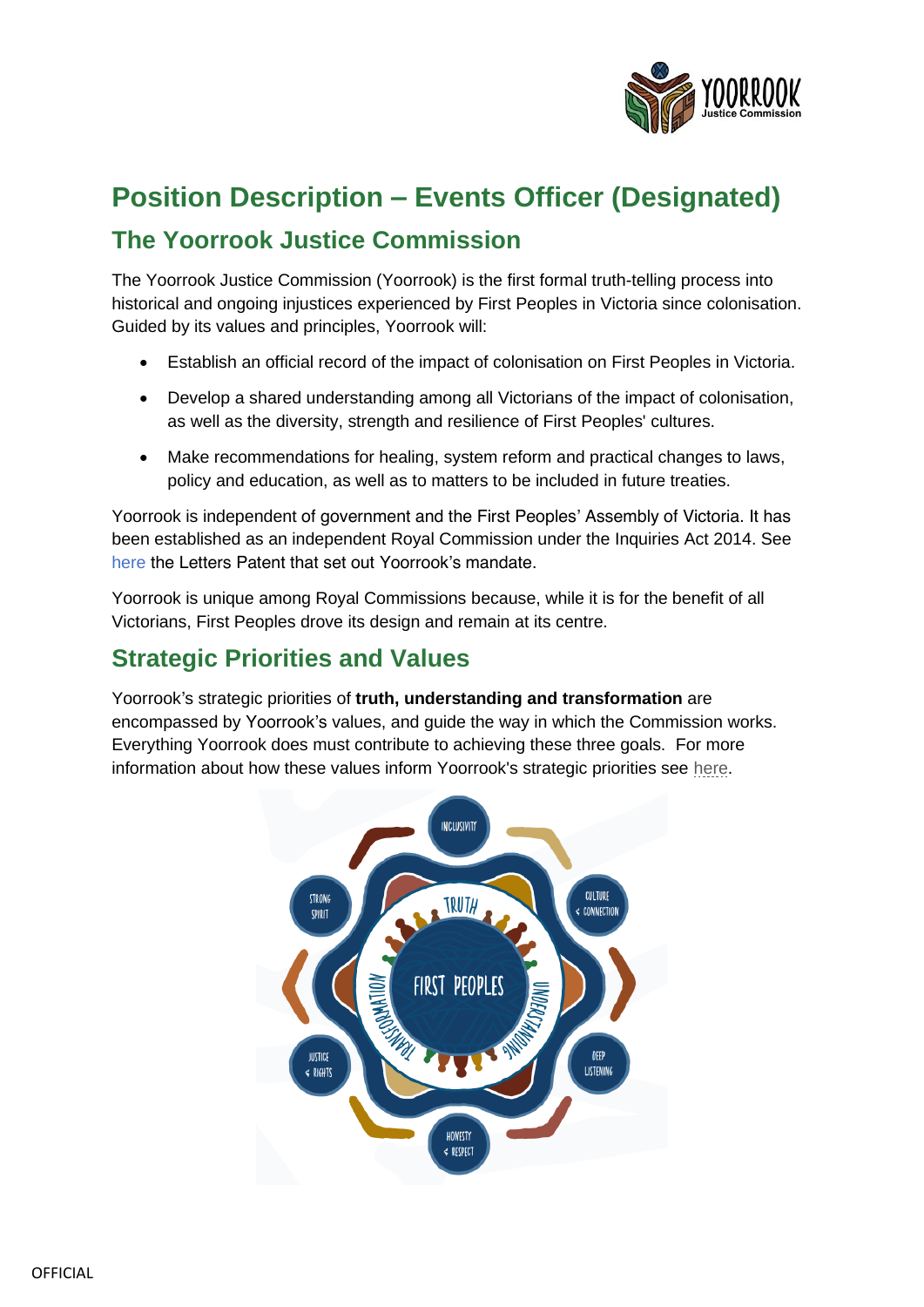# Position Description – Events Officer (Designated)

## The Yoorrook Justice Commission

The Yoorrook Justice Commission (Yoorrook) is the first formal truth-telling process into historical and ongoing injustices experienced by First Peoples in Victoria since colonisation. Guided by its values and principles, Yoorrook will:

- Establish an official record of the impact of colonisation on First Peoples in Victoria.
- Develop a shared understanding among all Victorians of the impact of colonisation, as well as the diversity, strength and resilience of First Peoples' cultures.
- Make recommendations for healing, system reform and practical changes to laws, policy and education, as well as to matters to be included in future treaties.

Yoorrook is independent of government and the First Peoples' Assembly of Victoria. It has been established as an independent Royal Commission under the Inquiries Act 2014. See here the Letters Patent that set out Yoorrook's mandate.

Yoorrook is unique among Royal Commissions because, while it is for the benefit of all Victorians, First Peoples drove its design and remain at its centre.

## Strategic Priorities and Values

Yoorrook's strategic priorities of **truth, understanding and transformation** are encompassed by Yoorrook's values, and guide the way in which the Commission works. Everything Yoorrook does must contribute to achieving these three goals. For more information about how these values inform Yoorrook's strategic priorities see here.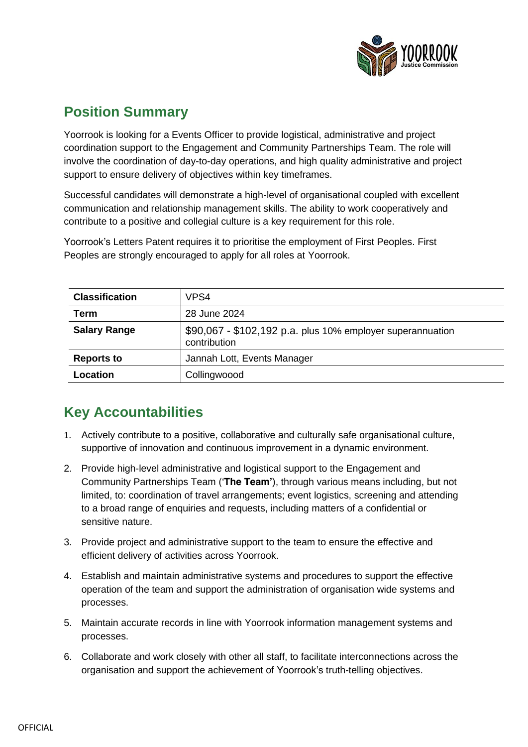## Position Summary

Yoorrook is looking for a Events Officer to provide logistical, administrative and project coordination support to the Engagement and Community Partnerships Team. The role will involve the coordination of day-to-day operations, and high quality administrative and project support to ensure delivery of objectives within key timeframes.

Successful candidates will demonstrate a high-level of organisational coupled with excellent communication and relationship management skills. The ability to work cooperatively and contribute to a positive and collegial culture is a key requirement for this role.

Yoorrook's Letters Patent requires it to prioritise the employment of First Peoples. First Peoples are strongly encouraged to apply for all roles at Yoorrook.

| | |
|---|---|
| **Classification** | VPS4 |
| **Term** | 28 June 2024 |
| **Salary Range** | $90,067 - $102,192 p.a. plus 10% employer superannuation contribution |
| **Reports to** | Jannah Lott, Events Manager |
| **Location** | Collingwoood |

## Key Accountabilities

1. Actively contribute to a positive, collaborative and culturally safe organisational culture, supportive of innovation and continuous improvement in a dynamic environment.
2. Provide high-level administrative and logistical support to the Engagement and Community Partnerships Team ('**The Team'**), through various means including, but not limited, to: coordination of travel arrangements; event logistics, screening and attending to a broad range of enquiries and requests, including matters of a confidential or sensitive nature.
3. Provide project and administrative support to the team to ensure the effective and efficient delivery of activities across Yoorrook.
4. Establish and maintain administrative systems and procedures to support the effective operation of the team and support the administration of organisation wide systems and processes.
5. Maintain accurate records in line with Yoorrook information management systems and processes.
6. Collaborate and work closely with other all staff, to facilitate interconnections across the organisation and support the achievement of Yoorrook's truth-telling objectives.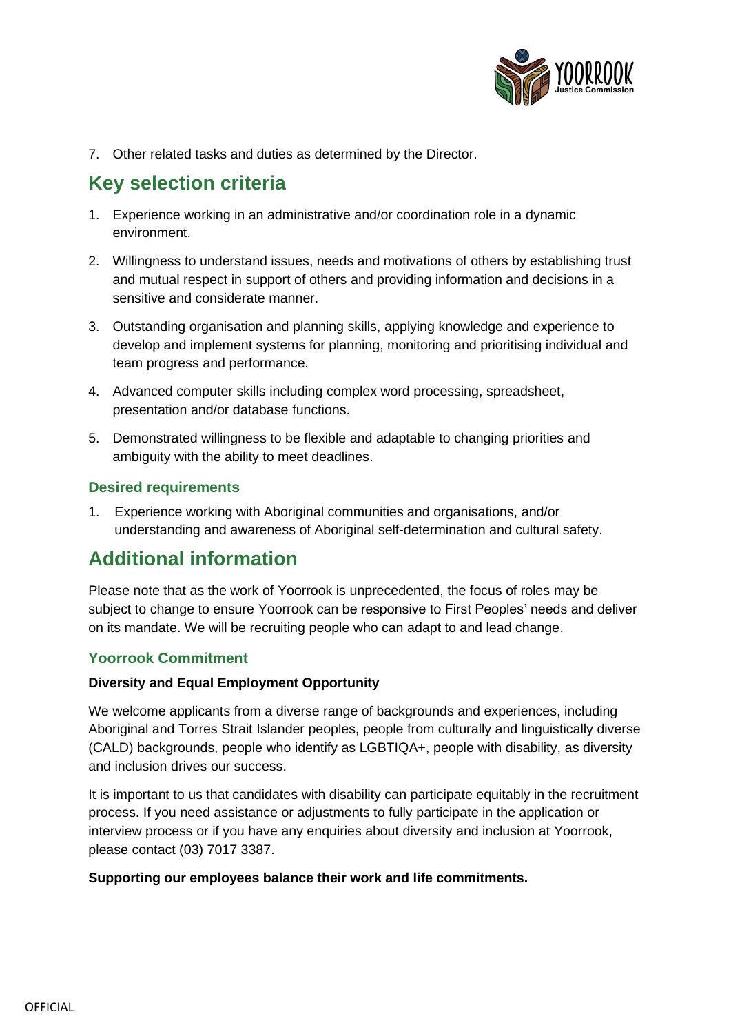7. Other related tasks and duties as determined by the Director.

## Key selection criteria

1. Experience working in an administrative and/or coordination role in a dynamic environment.
2. Willingness to understand issues, needs and motivations of others by establishing trust and mutual respect in support of others and providing information and decisions in a sensitive and considerate manner.
3. Outstanding organisation and planning skills, applying knowledge and experience to develop and implement systems for planning, monitoring and prioritising individual and team progress and performance.
4. Advanced computer skills including complex word processing, spreadsheet, presentation and/or database functions.
5. Demonstrated willingness to be flexible and adaptable to changing priorities and ambiguity with the ability to meet deadlines.

### Desired requirements

1. Experience working with Aboriginal communities and organisations, and/or understanding and awareness of Aboriginal self-determination and cultural safety.

## Additional information

Please note that as the work of Yoorrook is unprecedented, the focus of roles may be subject to change to ensure Yoorrook can be responsive to First Peoples' needs and deliver on its mandate. We will be recruiting people who can adapt to and lead change.

### Yoorrook Commitment

**Diversity and Equal Employment Opportunity**

We welcome applicants from a diverse range of backgrounds and experiences, including Aboriginal and Torres Strait Islander peoples, people from culturally and linguistically diverse (CALD) backgrounds, people who identify as LGBTIQA+, people with disability, as diversity and inclusion drives our success.

It is important to us that candidates with disability can participate equitably in the recruitment process. If you need assistance or adjustments to fully participate in the application or interview process or if you have any enquiries about diversity and inclusion at Yoorrook, please contact (03) 7017 3387.

**Supporting our employees balance their work and life commitments.**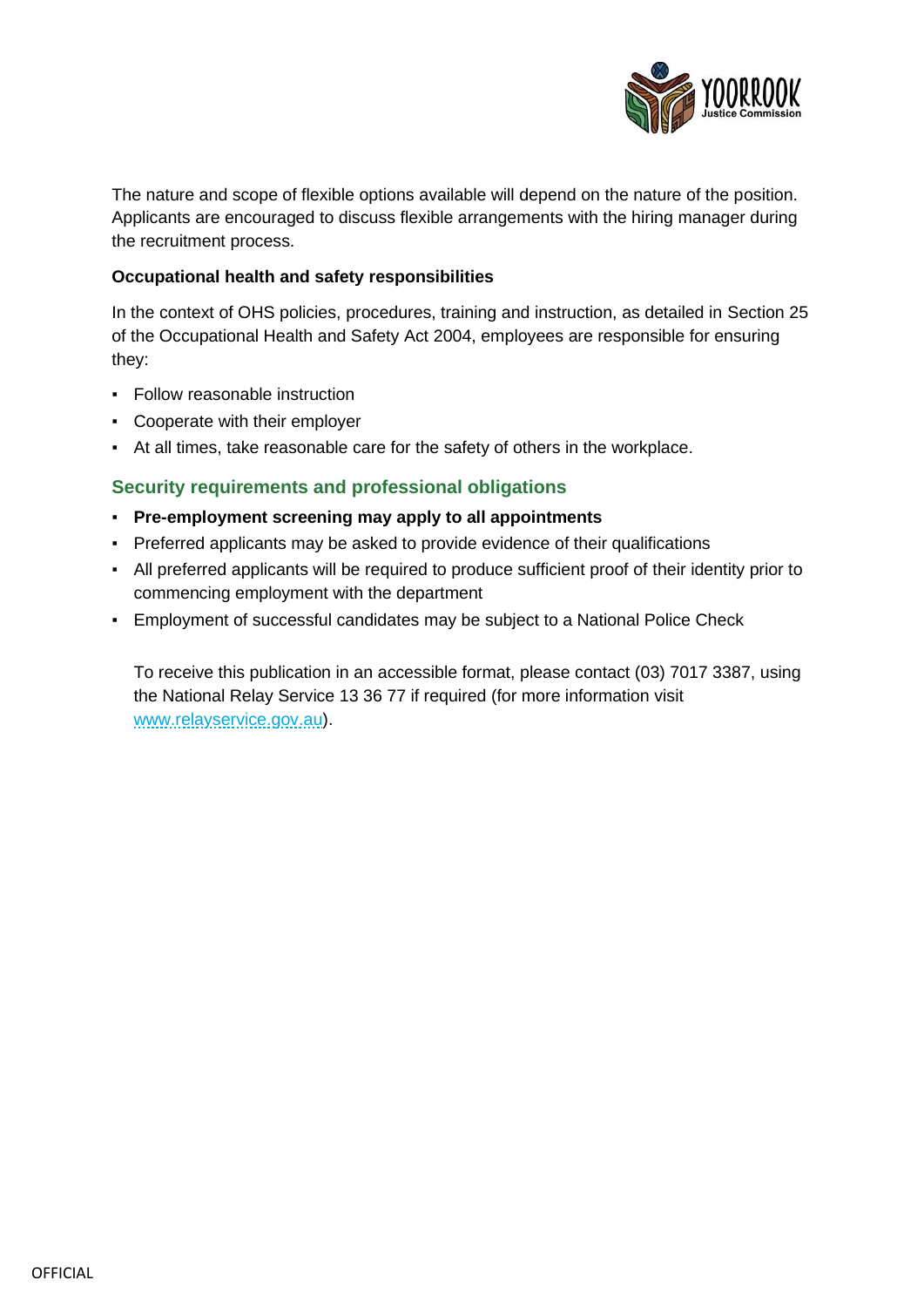The nature and scope of flexible options available will depend on the nature of the position. Applicants are encouraged to discuss flexible arrangements with the hiring manager during the recruitment process.

**Occupational health and safety responsibilities**

In the context of OHS policies, procedures, training and instruction, as detailed in Section 25 of the Occupational Health and Safety Act 2004, employees are responsible for ensuring they:

- Follow reasonable instruction
- Cooperate with their employer
- At all times, take reasonable care for the safety of others in the workplace.

## Security requirements and professional obligations

- **Pre-employment screening may apply to all appointments**
- Preferred applicants may be asked to provide evidence of their qualifications
- All preferred applicants will be required to produce sufficient proof of their identity prior to commencing employment with the department
- Employment of successful candidates may be subject to a National Police Check

To receive this publication in an accessible format, please contact (03) 7017 3387, using the National Relay Service 13 36 77 if required (for more information visit [www.relayservice.gov.au](http://www.relayservice.gov.au)).